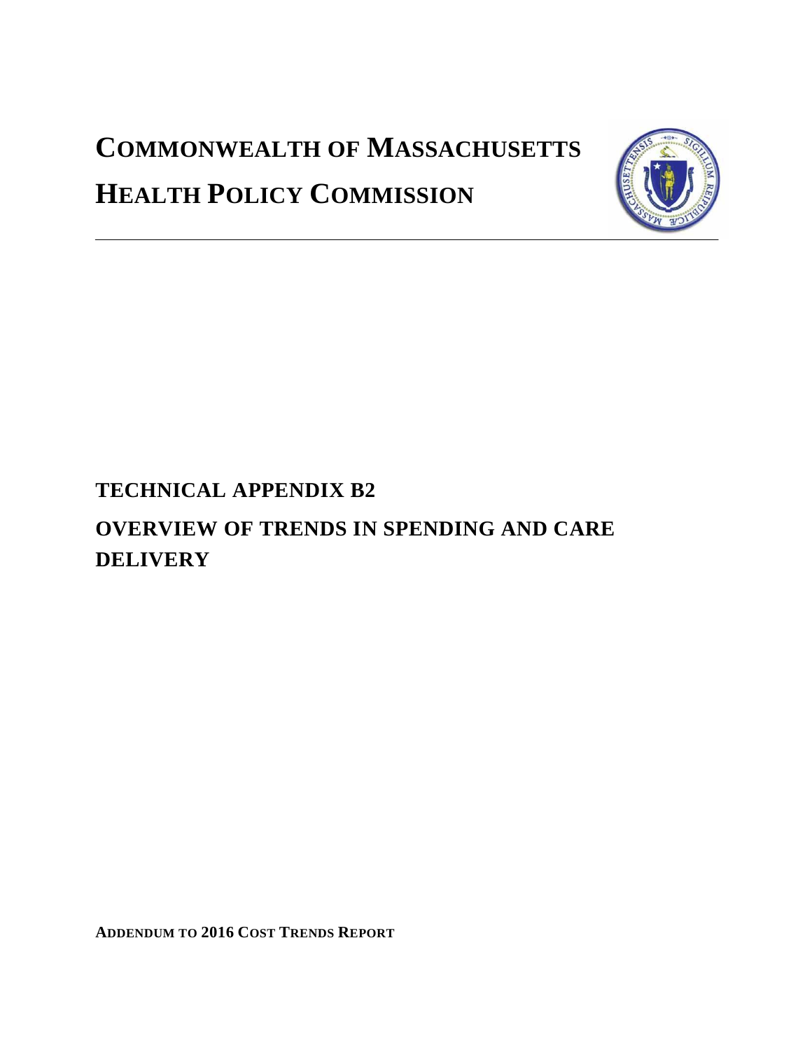# COMMONWEALTH OF MASSACHUSETTS

# HEALTH POLICY COMMISSION

## TECHNICAL APPENDIX B2

## OVERVIEW OF TRENDS IN SPENDING AND CARE DELIVERY

**ADDENDUM TO 2016 COST TRENDS REPORT**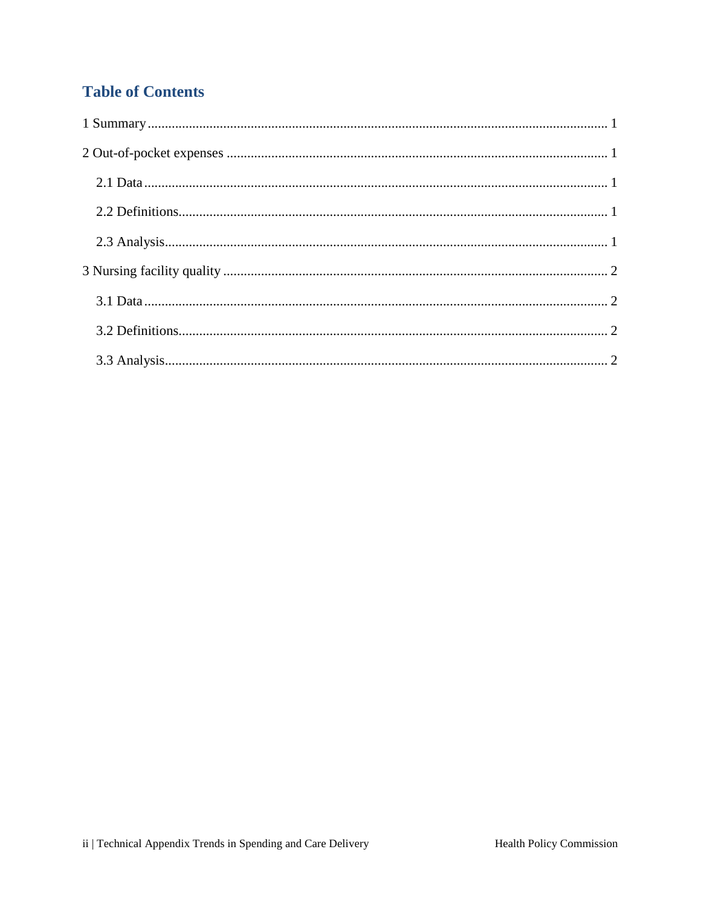## Table of Contents

1 Summary ..... 1

2 Out-of-pocket expenses ..... 1

- 2.1 Data ..... 1
- 2.2 Definitions ..... 1
- 2.3 Analysis ..... 1

3 Nursing facility quality ..... 2

- 3.1 Data ..... 2
- 3.2 Definitions ..... 2
- 3.3 Analysis ..... 2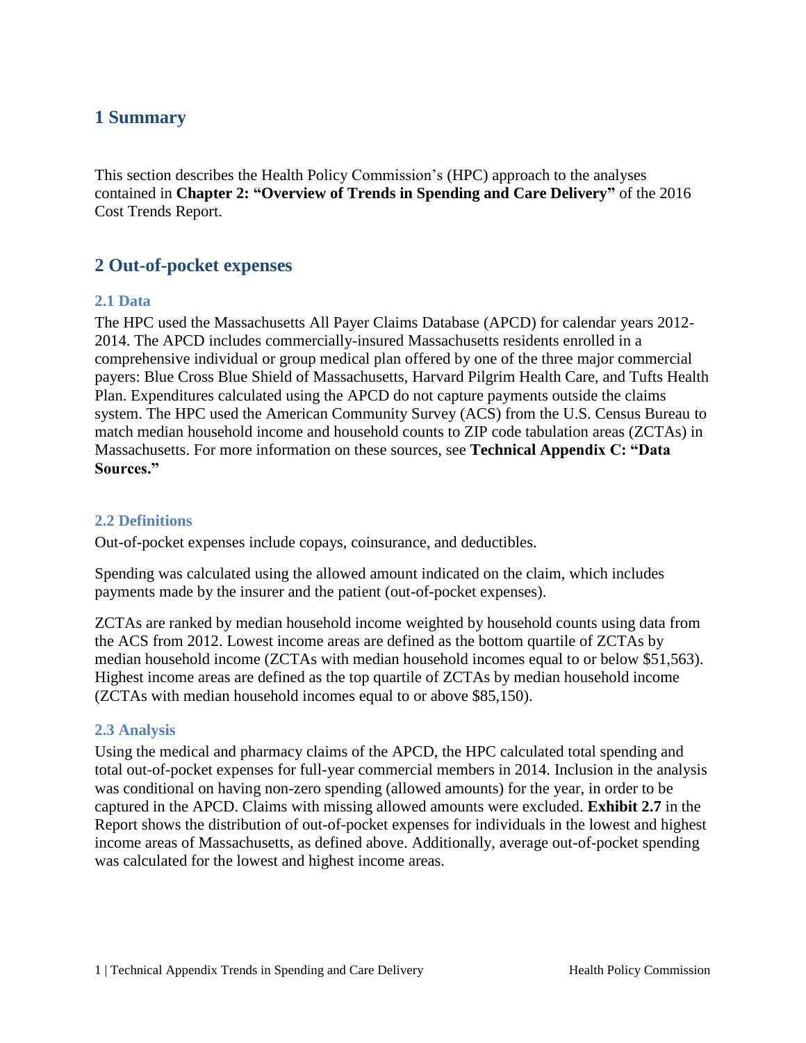# 1 Summary

This section describes the Health Policy Commission's (HPC) approach to the analyses contained in **Chapter 2: "Overview of Trends in Spending and Care Delivery"** of the 2016 Cost Trends Report.

# 2 Out-of-pocket expenses

## 2.1 Data

The HPC used the Massachusetts All Payer Claims Database (APCD) for calendar years 2012-2014. The APCD includes commercially-insured Massachusetts residents enrolled in a comprehensive individual or group medical plan offered by one of the three major commercial payers: Blue Cross Blue Shield of Massachusetts, Harvard Pilgrim Health Care, and Tufts Health Plan. Expenditures calculated using the APCD do not capture payments outside the claims system. The HPC used the American Community Survey (ACS) from the U.S. Census Bureau to match median household income and household counts to ZIP code tabulation areas (ZCTAs) in Massachusetts. For more information on these sources, see **Technical Appendix C: "Data Sources."**

## 2.2 Definitions

Out-of-pocket expenses include copays, coinsurance, and deductibles.

Spending was calculated using the allowed amount indicated on the claim, which includes payments made by the insurer and the patient (out-of-pocket expenses).

ZCTAs are ranked by median household income weighted by household counts using data from the ACS from 2012. Lowest income areas are defined as the bottom quartile of ZCTAs by median household income (ZCTAs with median household incomes equal to or below $51,563). Highest income areas are defined as the top quartile of ZCTAs by median household income (ZCTAs with median household incomes equal to or above $85,150).

## 2.3 Analysis

Using the medical and pharmacy claims of the APCD, the HPC calculated total spending and total out-of-pocket expenses for full-year commercial members in 2014. Inclusion in the analysis was conditional on having non-zero spending (allowed amounts) for the year, in order to be captured in the APCD. Claims with missing allowed amounts were excluded. **Exhibit 2.7** in the Report shows the distribution of out-of-pocket expenses for individuals in the lowest and highest income areas of Massachusetts, as defined above. Additionally, average out-of-pocket spending was calculated for the lowest and highest income areas.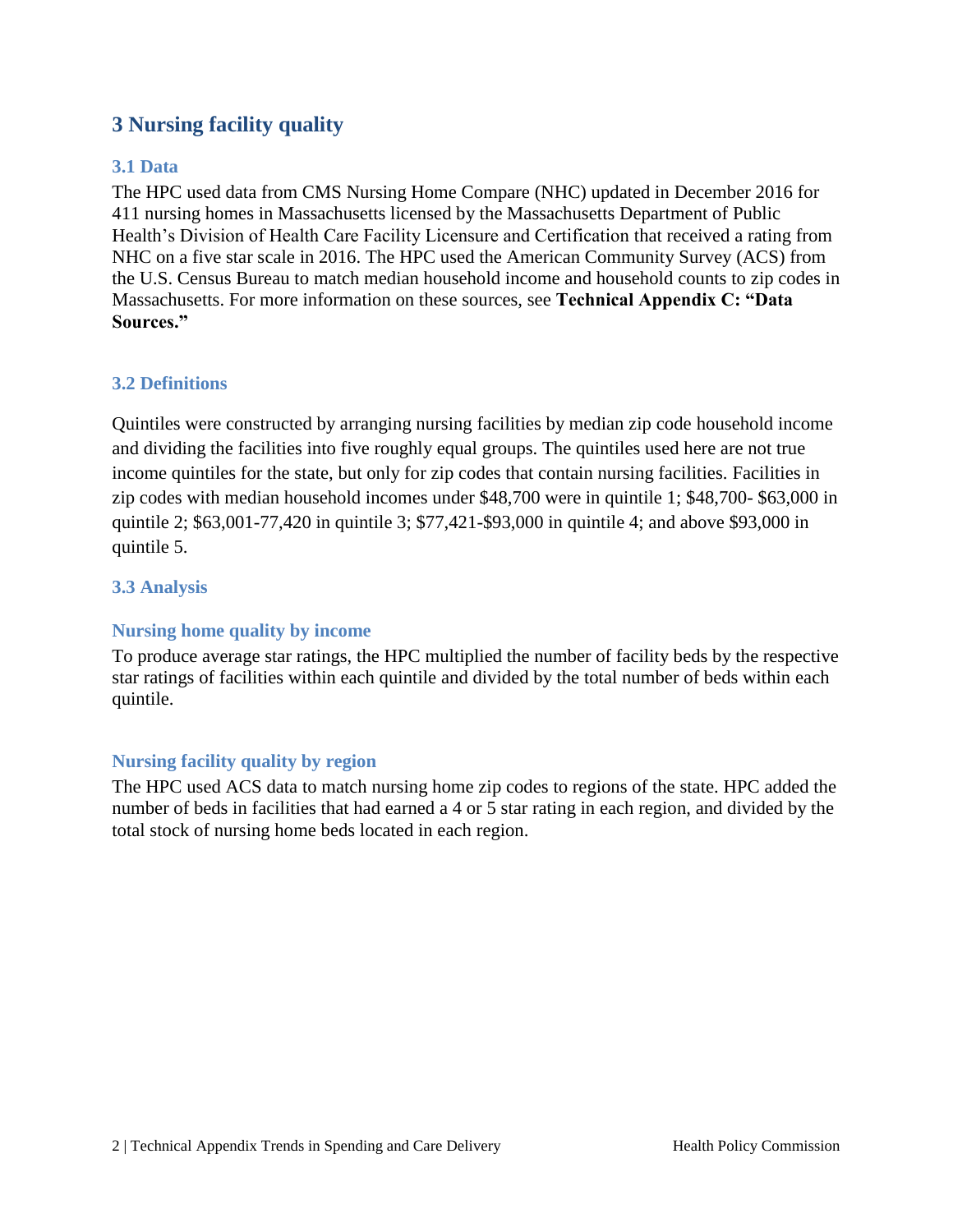## 3 Nursing facility quality

### 3.1 Data

The HPC used data from CMS Nursing Home Compare (NHC) updated in December 2016 for 411 nursing homes in Massachusetts licensed by the Massachusetts Department of Public Health's Division of Health Care Facility Licensure and Certification that received a rating from NHC on a five star scale in 2016. The HPC used the American Community Survey (ACS) from the U.S. Census Bureau to match median household income and household counts to zip codes in Massachusetts. For more information on these sources, see **Technical Appendix C: "Data Sources."**

### 3.2 Definitions

Quintiles were constructed by arranging nursing facilities by median zip code household income and dividing the facilities into five roughly equal groups. The quintiles used here are not true income quintiles for the state, but only for zip codes that contain nursing facilities. Facilities in zip codes with median household incomes under $48,700 were in quintile 1; $48,700- $63,000 in quintile 2; $63,001-77,420 in quintile 3; $77,421-$93,000 in quintile 4; and above $93,000 in quintile 5.

### 3.3 Analysis

#### Nursing home quality by income

To produce average star ratings, the HPC multiplied the number of facility beds by the respective star ratings of facilities within each quintile and divided by the total number of beds within each quintile.

#### Nursing facility quality by region

The HPC used ACS data to match nursing home zip codes to regions of the state. HPC added the number of beds in facilities that had earned a 4 or 5 star rating in each region, and divided by the total stock of nursing home beds located in each region.